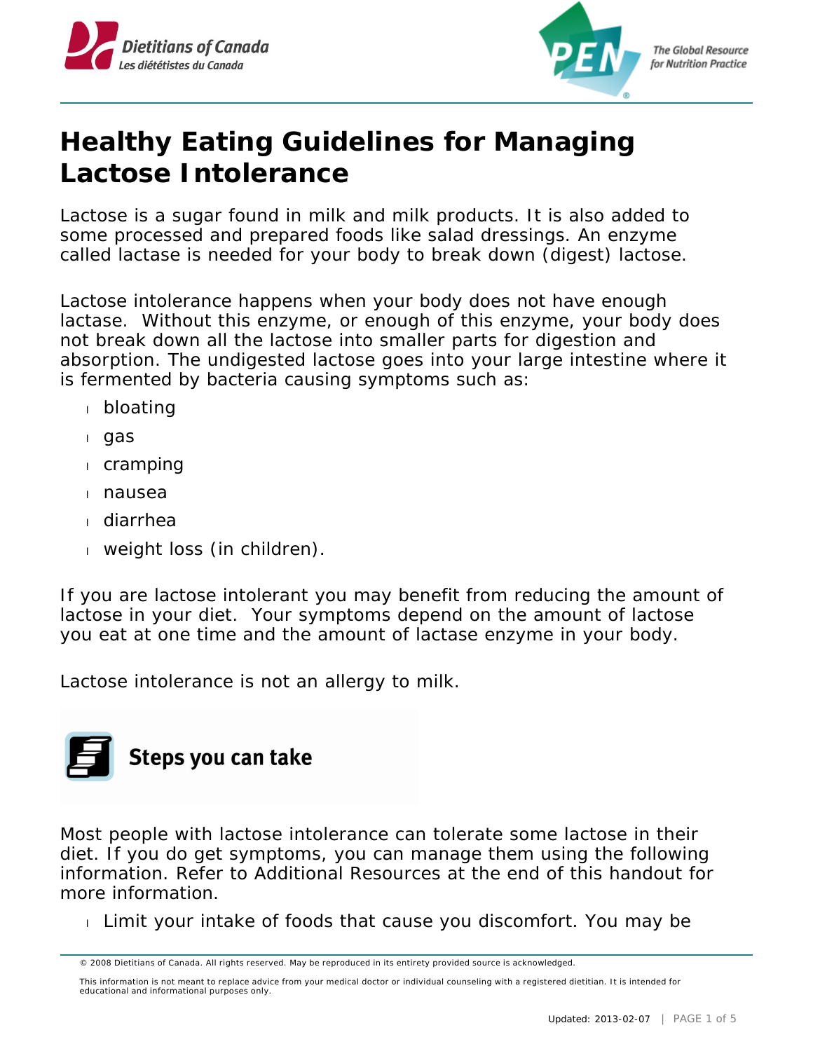# Healthy Eating Guidelines for Managing Lactose Intolerance

Lactose is a sugar found in milk and milk products. It is also added to some processed and prepared foods like salad dressings. An enzyme called lactase is needed for your body to break down (digest) lactose.

Lactose intolerance happens when your body does not have enough lactase. Without this enzyme, or enough of this enzyme, your body does not break down all the lactose into smaller parts for digestion and absorption. The undigested lactose goes into your large intestine where it is fermented by bacteria causing symptoms such as:

- bloating
- gas
- cramping
- nausea
- diarrhea
- weight loss (in children).

If you are lactose intolerant you may benefit from reducing the amount of lactose in your diet. Your symptoms depend on the amount of lactose you eat at one time and the amount of lactase enzyme in your body.

Lactose intolerance is not an allergy to milk.

## Steps you can take

Most people with lactose intolerance can tolerate some lactose in their diet. If you do get symptoms, you can manage them using the following information. Refer to Additional Resources at the end of this handout for more information.

- Limit your intake of foods that cause you discomfort. You may be

© 2008 Dietitians of Canada. All rights reserved. May be reproduced in its entirety provided source is acknowledged.

This information is not meant to replace advice from your medical doctor or individual counseling with a registered dietitian. It is intended for educational and informational purposes only.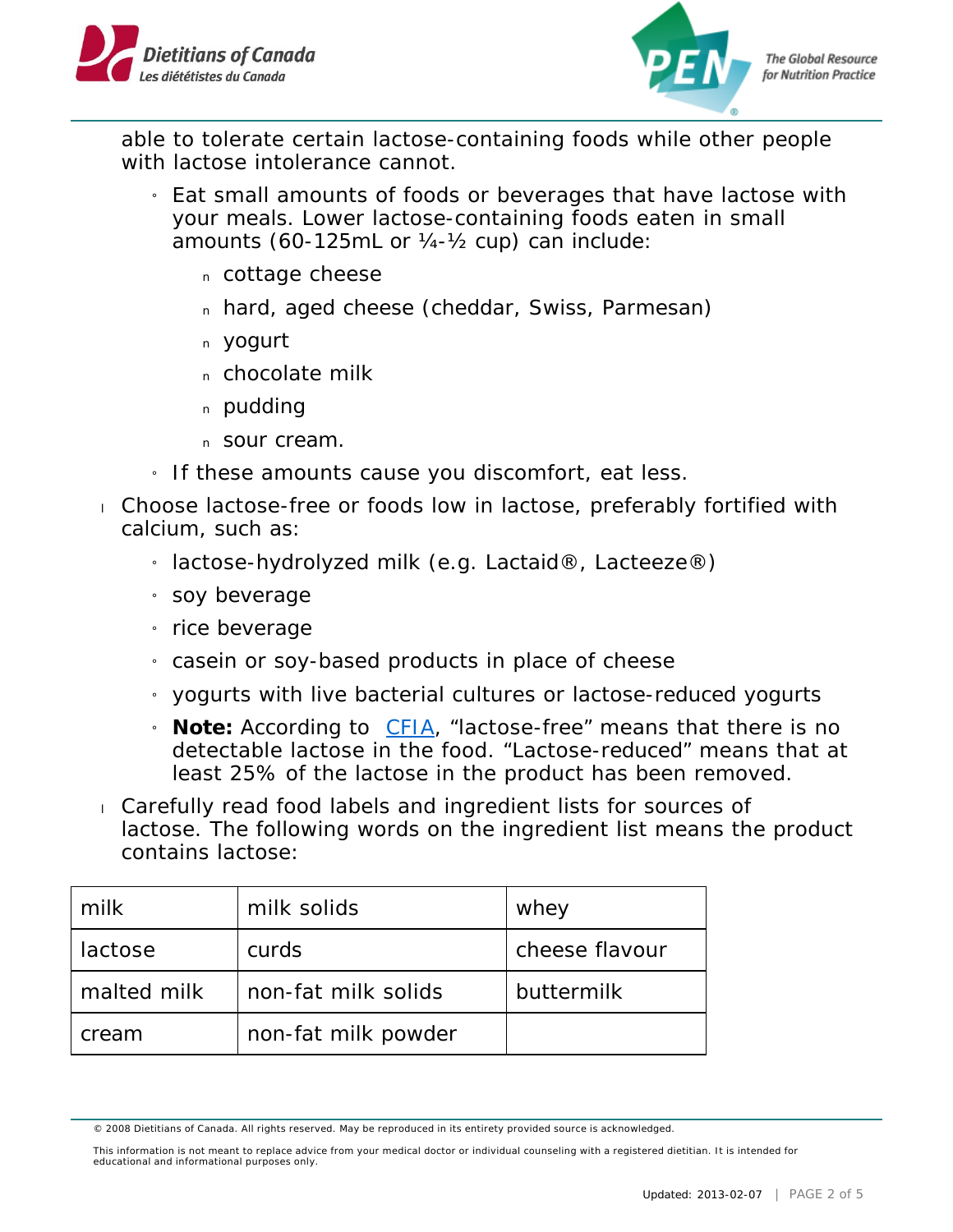able to tolerate certain lactose-containing foods while other people with lactose intolerance cannot.

- Eat small amounts of foods or beverages that have lactose with your meals. Lower lactose-containing foods eaten in small amounts (60-125mL or ¼-½ cup) can include:
  - cottage cheese
  - hard, aged cheese (cheddar, Swiss, Parmesan)
  - yogurt
  - chocolate milk
  - pudding
  - sour cream.
- If these amounts cause you discomfort, eat less.

- Choose lactose-free or foods low in lactose, preferably fortified with calcium, such as:
  - lactose-hydrolyzed milk (e.g. Lactaid®, Lacteeze®)
  - soy beverage
  - rice beverage
  - casein or soy-based products in place of cheese
  - yogurts with live bacterial cultures or lactose-reduced yogurts
  - **Note:** According to CFIA, "lactose-free" means that there is no detectable lactose in the food. "Lactose-reduced" means that at least 25% of the lactose in the product has been removed.
- Carefully read food labels and ingredient lists for sources of lactose. The following words on the ingredient list means the product contains lactose:

| | | |
|---|---|---|
| milk | milk solids | whey |
| lactose | curds | cheese flavour |
| malted milk | non-fat milk solids | buttermilk |
| cream | non-fat milk powder | |

© 2008 Dietitians of Canada. All rights reserved. May be reproduced in its entirety provided source is acknowledged.

This information is not meant to replace advice from your medical doctor or individual counseling with a registered dietitian. It is intended for educational and informational purposes only.

Updated: 2013-02-07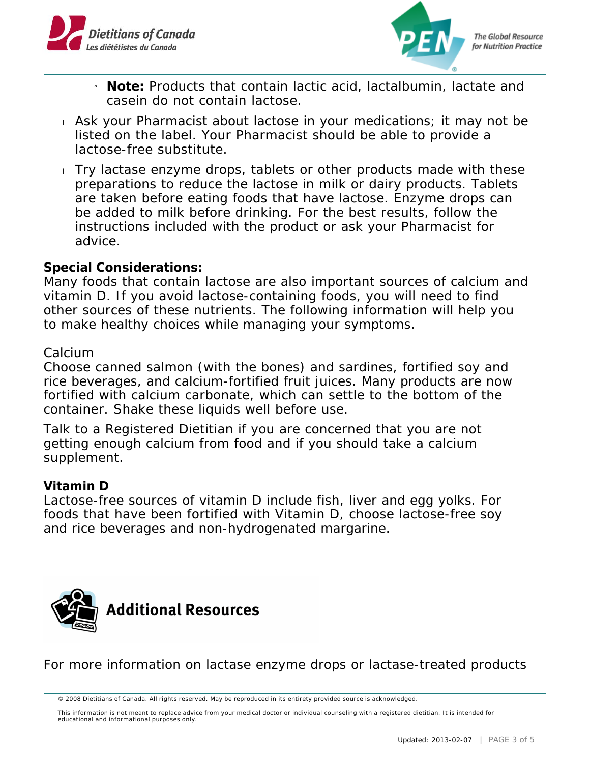- **Note:** Products that contain lactic acid, lactalbumin, lactate and casein do not contain lactose.

- Ask your Pharmacist about lactose in your medications; it may not be listed on the label. Your Pharmacist should be able to provide a lactose-free substitute.
- Try lactase enzyme drops, tablets or other products made with these preparations to reduce the lactose in milk or dairy products. Tablets are taken before eating foods that have lactose. Enzyme drops can be added to milk before drinking. For the best results, follow the instructions included with the product or ask your Pharmacist for advice.

**Special Considerations:**
Many foods that contain lactose are also important sources of calcium and vitamin D. If you avoid lactose-containing foods, you will need to find other sources of these nutrients. The following information will help you to make healthy choices while managing your symptoms.

Calcium
Choose canned salmon (with the bones) and sardines, fortified soy and rice beverages, and calcium-fortified fruit juices. Many products are now fortified with calcium carbonate, which can settle to the bottom of the container. Shake these liquids well before use.

Talk to a Registered Dietitian if you are concerned that you are not getting enough calcium from food and if you should take a calcium supplement.

**Vitamin D**
Lactose-free sources of vitamin D include fish, liver and egg yolks. For foods that have been fortified with Vitamin D, choose lactose-free soy and rice beverages and non-hydrogenated margarine.

## Additional Resources

For more information on lactase enzyme drops or lactase-treated products

© 2008 Dietitians of Canada. All rights reserved. May be reproduced in its entirety provided source is acknowledged.

This information is not meant to replace advice from your medical doctor or individual counseling with a registered dietitian. It is intended for educational and informational purposes only.

Updated: 2013-02-07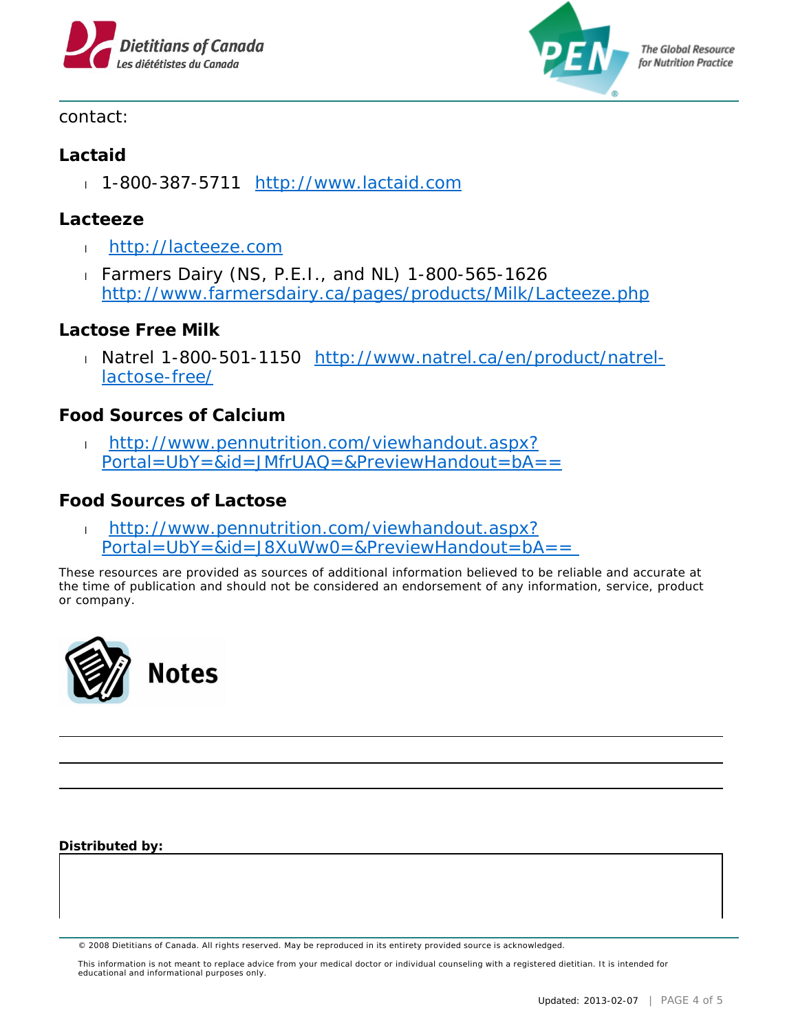contact:

### Lactaid

- 1-800-387-5711 http://www.lactaid.com

### Lacteeze

- http://lacteeze.com
- Farmers Dairy (NS, P.E.I., and NL) 1-800-565-1626 http://www.farmersdairy.ca/pages/products/Milk/Lacteeze.php

### Lactose Free Milk

- Natrel 1-800-501-1150 http://www.natrel.ca/en/product/natrel-lactose-free/

### Food Sources of Calcium

- http://www.pennutrition.com/viewhandout.aspx?Portal=UbY=&id=JMfrUAQ=&PreviewHandout=bA==

### Food Sources of Lactose

- http://www.pennutrition.com/viewhandout.aspx?Portal=UbY=&id=J8XuWw0=&PreviewHandout=bA==

These resources are provided as sources of additional information believed to be reliable and accurate at the time of publication and should not be considered an endorsement of any information, service, product or company.

**Notes**

---

---

---

**Distributed by:**

© 2008 Dietitians of Canada. All rights reserved. May be reproduced in its entirety provided source is acknowledged.

This information is not meant to replace advice from your medical doctor or individual counseling with a registered dietitian. It is intended for educational and informational purposes only.

Updated: 2013-02-07